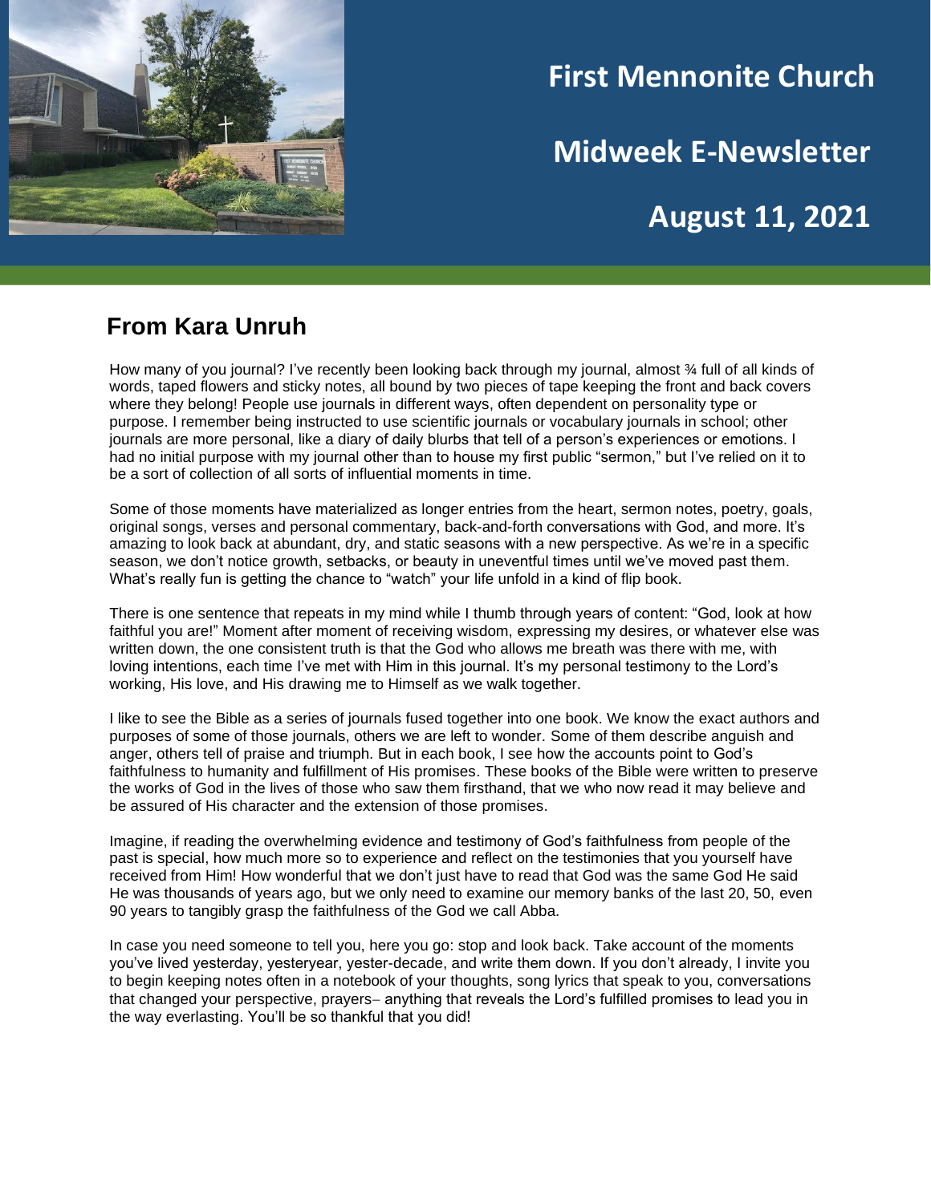# First Mennonite Church

## Midweek E-Newsletter

## August 11, 2021

## From Kara Unruh

How many of you journal? I've recently been looking back through my journal, almost ¾ full of all kinds of words, taped flowers and sticky notes, all bound by two pieces of tape keeping the front and back covers where they belong! People use journals in different ways, often dependent on personality type or purpose. I remember being instructed to use scientific journals or vocabulary journals in school; other journals are more personal, like a diary of daily blurbs that tell of a person's experiences or emotions. I had no initial purpose with my journal other than to house my first public "sermon," but I've relied on it to be a sort of collection of all sorts of influential moments in time.

Some of those moments have materialized as longer entries from the heart, sermon notes, poetry, goals, original songs, verses and personal commentary, back-and-forth conversations with God, and more. It's amazing to look back at abundant, dry, and static seasons with a new perspective. As we're in a specific season, we don't notice growth, setbacks, or beauty in uneventful times until we've moved past them. What's really fun is getting the chance to "watch" your life unfold in a kind of flip book.

There is one sentence that repeats in my mind while I thumb through years of content: "God, look at how faithful you are!" Moment after moment of receiving wisdom, expressing my desires, or whatever else was written down, the one consistent truth is that the God who allows me breath was there with me, with loving intentions, each time I've met with Him in this journal. It's my personal testimony to the Lord's working, His love, and His drawing me to Himself as we walk together.

I like to see the Bible as a series of journals fused together into one book. We know the exact authors and purposes of some of those journals, others we are left to wonder. Some of them describe anguish and anger, others tell of praise and triumph. But in each book, I see how the accounts point to God's faithfulness to humanity and fulfillment of His promises. These books of the Bible were written to preserve the works of God in the lives of those who saw them firsthand, that we who now read it may believe and be assured of His character and the extension of those promises.

Imagine, if reading the overwhelming evidence and testimony of God's faithfulness from people of the past is special, how much more so to experience and reflect on the testimonies that you yourself have received from Him! How wonderful that we don't just have to read that God was the same God He said He was thousands of years ago, but we only need to examine our memory banks of the last 20, 50, even 90 years to tangibly grasp the faithfulness of the God we call Abba.

In case you need someone to tell you, here you go: stop and look back. Take account of the moments you've lived yesterday, yesteryear, yester-decade, and write them down. If you don't already, I invite you to begin keeping notes often in a notebook of your thoughts, song lyrics that speak to you, conversations that changed your perspective, prayers– anything that reveals the Lord's fulfilled promises to lead you in the way everlasting. You'll be so thankful that you did!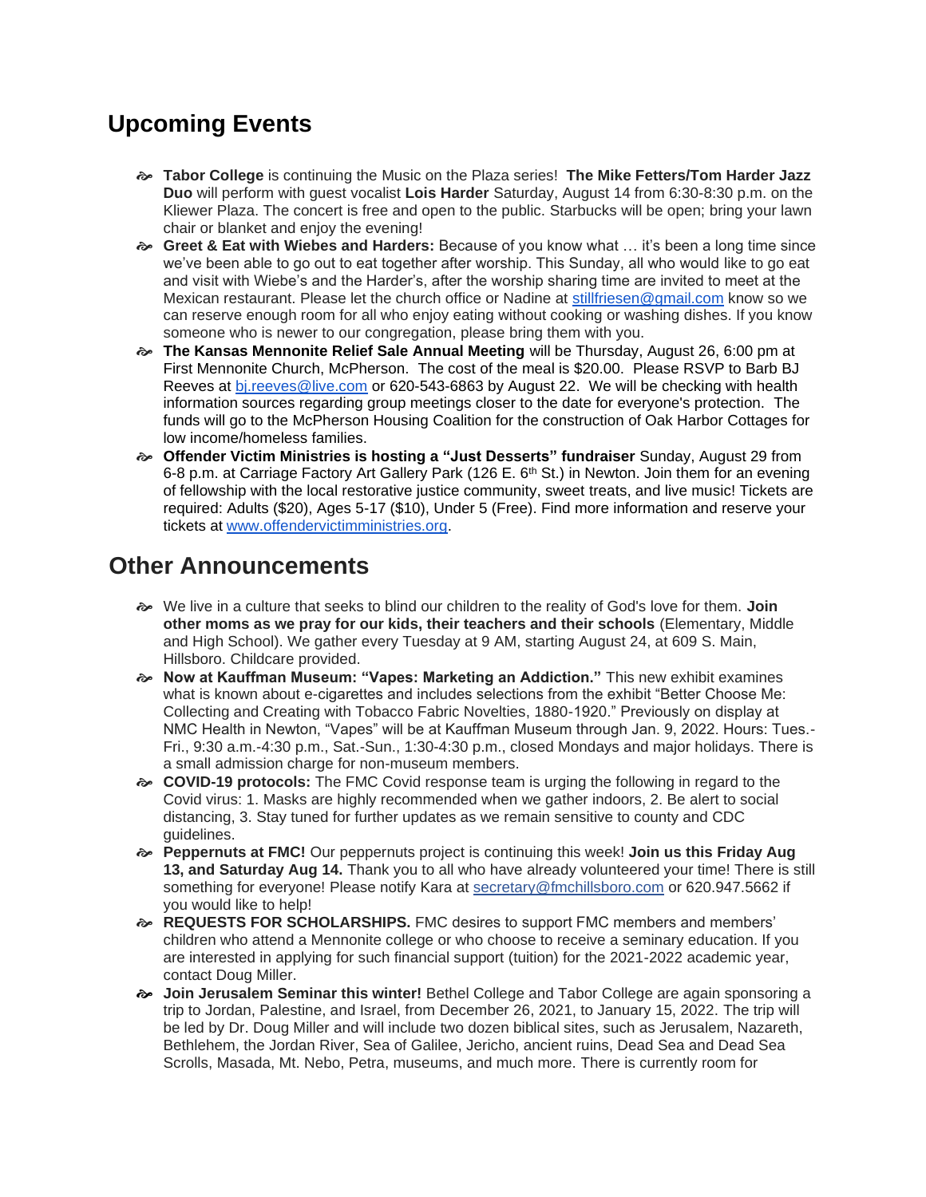## Upcoming Events

- **Tabor College** is continuing the Music on the Plaza series! **The Mike Fetters/Tom Harder Jazz Duo** will perform with guest vocalist **Lois Harder** Saturday, August 14 from 6:30-8:30 p.m. on the Kliewer Plaza. The concert is free and open to the public. Starbucks will be open; bring your lawn chair or blanket and enjoy the evening!
- **Greet & Eat with Wiebes and Harders:** Because of you know what … it's been a long time since we've been able to go out to eat together after worship. This Sunday, all who would like to go eat and visit with Wiebe's and the Harder's, after the worship sharing time are invited to meet at the Mexican restaurant. Please let the church office or Nadine at stillfriesen@gmail.com know so we can reserve enough room for all who enjoy eating without cooking or washing dishes. If you know someone who is newer to our congregation, please bring them with you.
- **The Kansas Mennonite Relief Sale Annual Meeting** will be Thursday, August 26, 6:00 pm at First Mennonite Church, McPherson. The cost of the meal is $20.00. Please RSVP to Barb BJ Reeves at bj.reeves@live.com or 620-543-6863 by August 22. We will be checking with health information sources regarding group meetings closer to the date for everyone's protection. The funds will go to the McPherson Housing Coalition for the construction of Oak Harbor Cottages for low income/homeless families.
- **Offender Victim Ministries is hosting a "Just Desserts" fundraiser** Sunday, August 29 from 6-8 p.m. at Carriage Factory Art Gallery Park (126 E. 6th St.) in Newton. Join them for an evening of fellowship with the local restorative justice community, sweet treats, and live music! Tickets are required: Adults ($20), Ages 5-17 ($10), Under 5 (Free). Find more information and reserve your tickets at www.offendervictimministries.org.

## Other Announcements

- We live in a culture that seeks to blind our children to the reality of God's love for them. **Join other moms as we pray for our kids, their teachers and their schools** (Elementary, Middle and High School). We gather every Tuesday at 9 AM, starting August 24, at 609 S. Main, Hillsboro. Childcare provided.
- **Now at Kauffman Museum: "Vapes: Marketing an Addiction."** This new exhibit examines what is known about e-cigarettes and includes selections from the exhibit "Better Choose Me: Collecting and Creating with Tobacco Fabric Novelties, 1880-1920." Previously on display at NMC Health in Newton, "Vapes" will be at Kauffman Museum through Jan. 9, 2022. Hours: Tues.-Fri., 9:30 a.m.-4:30 p.m., Sat.-Sun., 1:30-4:30 p.m., closed Mondays and major holidays. There is a small admission charge for non-museum members.
- **COVID-19 protocols:** The FMC Covid response team is urging the following in regard to the Covid virus: 1. Masks are highly recommended when we gather indoors, 2. Be alert to social distancing, 3. Stay tuned for further updates as we remain sensitive to county and CDC guidelines.
- **Peppernuts at FMC!** Our peppernuts project is continuing this week! **Join us this Friday Aug 13, and Saturday Aug 14.** Thank you to all who have already volunteered your time! There is still something for everyone! Please notify Kara at secretary@fmchillsboro.com or 620.947.5662 if you would like to help!
- **REQUESTS FOR SCHOLARSHIPS.** FMC desires to support FMC members and members' children who attend a Mennonite college or who choose to receive a seminary education. If you are interested in applying for such financial support (tuition) for the 2021-2022 academic year, contact Doug Miller.
- **Join Jerusalem Seminar this winter!** Bethel College and Tabor College are again sponsoring a trip to Jordan, Palestine, and Israel, from December 26, 2021, to January 15, 2022. The trip will be led by Dr. Doug Miller and will include two dozen biblical sites, such as Jerusalem, Nazareth, Bethlehem, the Jordan River, Sea of Galilee, Jericho, ancient ruins, Dead Sea and Dead Sea Scrolls, Masada, Mt. Nebo, Petra, museums, and much more. There is currently room for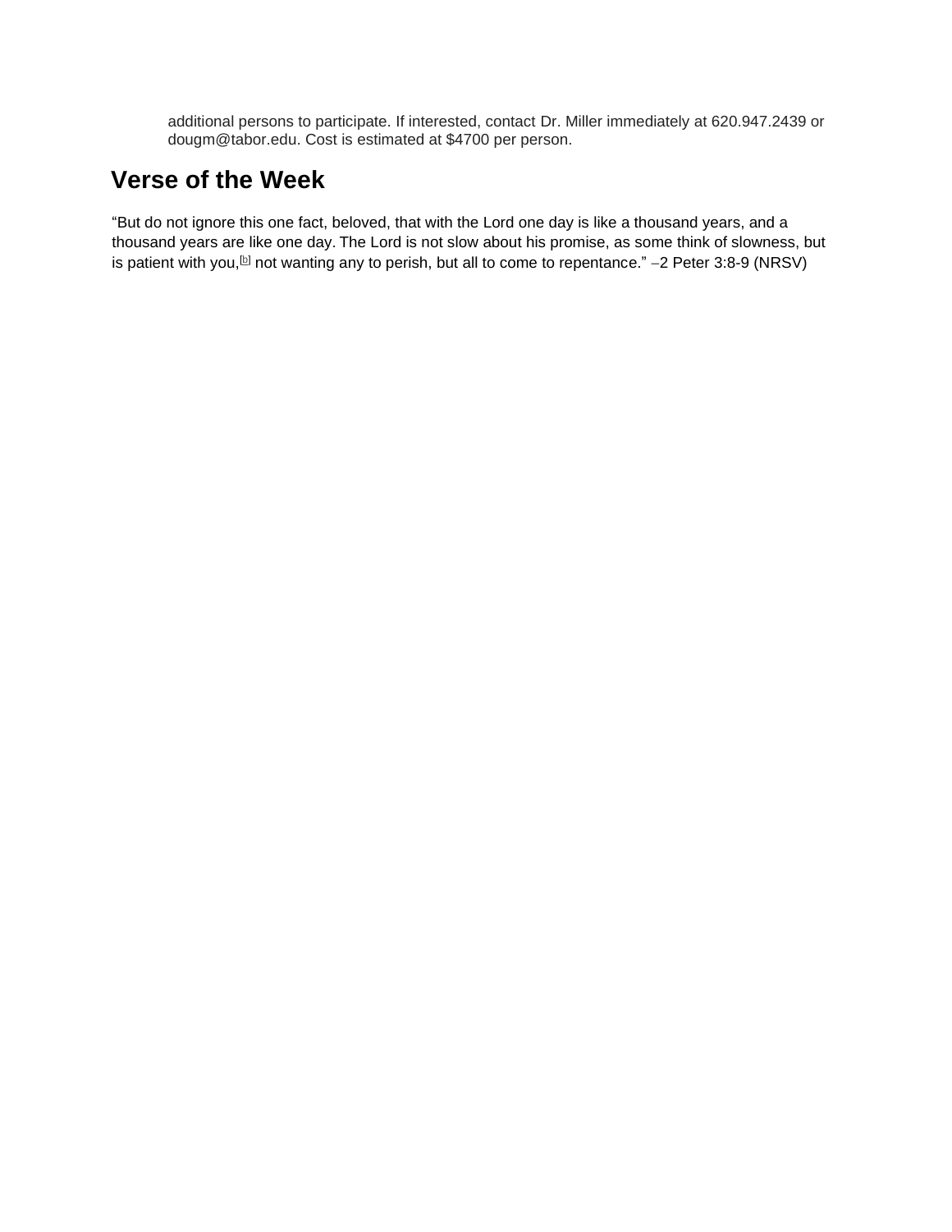additional persons to participate. If interested, contact Dr. Miller immediately at 620.947.2439 or dougm@tabor.edu. Cost is estimated at $4700 per person.

## Verse of the Week

“But do not ignore this one fact, beloved, that with the Lord one day is like a thousand years, and a thousand years are like one day. The Lord is not slow about his promise, as some think of slowness, but is patient with you,[b] not wanting any to perish, but all to come to repentance.” –2 Peter 3:8-9 (NRSV)